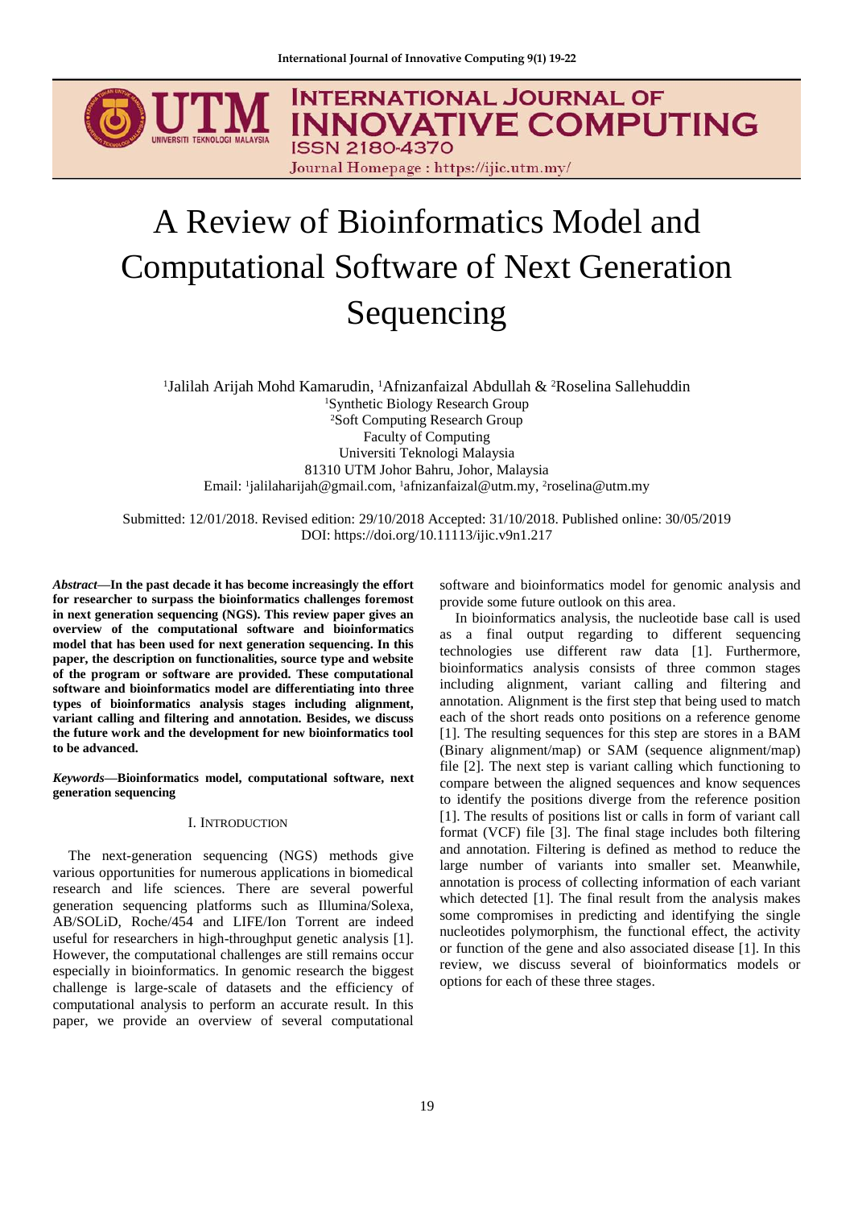# A Review of Bioinformatics Model and Computational Software of Next Generation Sequencing

[1]Jalilah Arijah Mohd Kamarudin, [1]Afnizanfaizal Abdullah & [2]Roselina Sallehuddin

[1]Synthetic Biology Research Group
[2]Soft Computing Research Group
Faculty of Computing
Universiti Teknologi Malaysia
81310 UTM Johor Bahru, Johor, Malaysia
Email: [1]jalilaharijah@gmail.com, [1]afnizanfaizal@utm.my, [2]roselina@utm.my

Submitted: 12/01/2018. Revised edition: 29/10/2018 Accepted: 31/10/2018. Published online: 30/05/2019
DOI: https://doi.org/10.11113/ijic.v9n1.217

***Abstract*****—In the past decade it has become increasingly the effort for researcher to surpass the bioinformatics challenges foremost in next generation sequencing (NGS). This review paper gives an overview of the computational software and bioinformatics model that has been used for next generation sequencing. In this paper, the description on functionalities, source type and website of the program or software are provided. These computational software and bioinformatics model are differentiating into three types of bioinformatics analysis stages including alignment, variant calling and filtering and annotation. Besides, we discuss the future work and the development for new bioinformatics tool to be advanced.**

***Keywords*****—Bioinformatics model, computational software, next generation sequencing**

## I. Introduction

The next-generation sequencing (NGS) methods give various opportunities for numerous applications in biomedical research and life sciences. There are several powerful generation sequencing platforms such as Illumina/Solexa, AB/SOLiD, Roche/454 and LIFE/Ion Torrent are indeed useful for researchers in high-throughput genetic analysis [1]. However, the computational challenges are still remains occur especially in bioinformatics. In genomic research the biggest challenge is large-scale of datasets and the efficiency of computational analysis to perform an accurate result. In this paper, we provide an overview of several computational software and bioinformatics model for genomic analysis and provide some future outlook on this area.

In bioinformatics analysis, the nucleotide base call is used as a final output regarding to different sequencing technologies use different raw data [1]. Furthermore, bioinformatics analysis consists of three common stages including alignment, variant calling and filtering and annotation. Alignment is the first step that being used to match each of the short reads onto positions on a reference genome [1]. The resulting sequences for this step are stores in a BAM (Binary alignment/map) or SAM (sequence alignment/map) file [2]. The next step is variant calling which functioning to compare between the aligned sequences and know sequences to identify the positions diverge from the reference position [1]. The results of positions list or calls in form of variant call format (VCF) file [3]. The final stage includes both filtering and annotation. Filtering is defined as method to reduce the large number of variants into smaller set. Meanwhile, annotation is process of collecting information of each variant which detected [1]. The final result from the analysis makes some compromises in predicting and identifying the single nucleotides polymorphism, the functional effect, the activity or function of the gene and also associated disease [1]. In this review, we discuss several of bioinformatics models or options for each of these three stages.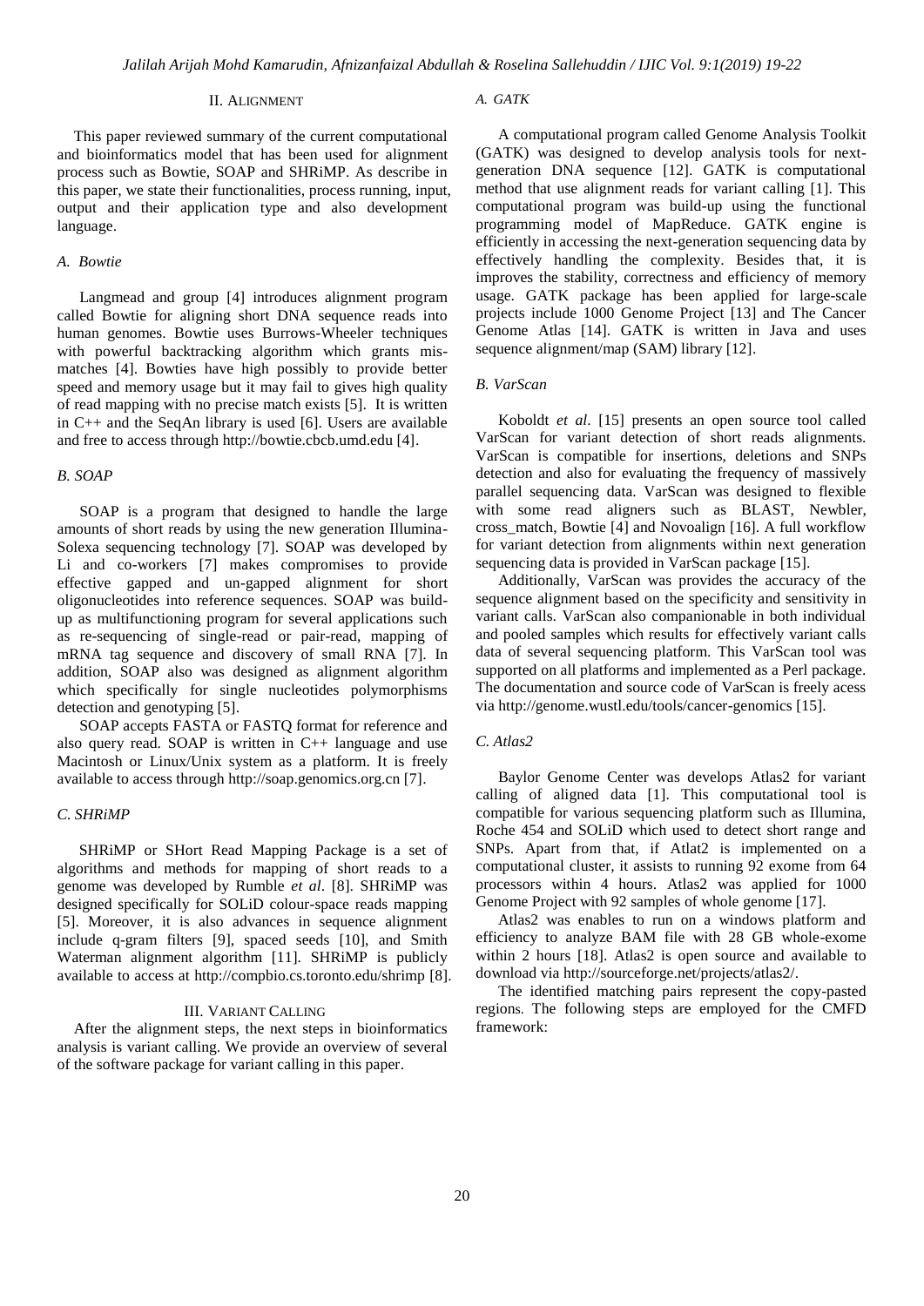## II. Alignment

This paper reviewed summary of the current computational and bioinformatics model that has been used for alignment process such as Bowtie, SOAP and SHRiMP. As describe in this paper, we state their functionalities, process running, input, output and their application type and also development language.

### *A. Bowtie*

Langmead and group [4] introduces alignment program called Bowtie for aligning short DNA sequence reads into human genomes. Bowtie uses Burrows-Wheeler techniques with powerful backtracking algorithm which grants mis-matches [4]. Bowties have high possibly to provide better speed and memory usage but it may fail to gives high quality of read mapping with no precise match exists [5]. It is written in C++ and the SeqAn library is used [6]. Users are available and free to access through http://bowtie.cbcb.umd.edu [4].

### *B. SOAP*

SOAP is a program that designed to handle the large amounts of short reads by using the new generation Illumina-Solexa sequencing technology [7]. SOAP was developed by Li and co-workers [7] makes compromises to provide effective gapped and un-gapped alignment for short oligonucleotides into reference sequences. SOAP was build-up as multifunctioning program for several applications such as re-sequencing of single-read or pair-read, mapping of mRNA tag sequence and discovery of small RNA [7]. In addition, SOAP also was designed as alignment algorithm which specifically for single nucleotides polymorphisms detection and genotyping [5].

SOAP accepts FASTA or FASTQ format for reference and also query read. SOAP is written in C++ language and use Macintosh or Linux/Unix system as a platform. It is freely available to access through http://soap.genomics.org.cn [7].

### *C. SHRiMP*

SHRiMP or SHort Read Mapping Package is a set of algorithms and methods for mapping of short reads to a genome was developed by Rumble *et al*. [8]. SHRiMP was designed specifically for SOLiD colour-space reads mapping [5]. Moreover, it is also advances in sequence alignment include q-gram filters [9], spaced seeds [10], and Smith Waterman alignment algorithm [11]. SHRiMP is publicly available to access at http://compbio.cs.toronto.edu/shrimp [8].

## III. Variant Calling

After the alignment steps, the next steps in bioinformatics analysis is variant calling. We provide an overview of several of the software package for variant calling in this paper.

### *A. GATK*

A computational program called Genome Analysis Toolkit (GATK) was designed to develop analysis tools for next-generation DNA sequence [12]. GATK is computational method that use alignment reads for variant calling [1]. This computational program was build-up using the functional programming model of MapReduce. GATK engine is efficiently in accessing the next-generation sequencing data by effectively handling the complexity. Besides that, it is improves the stability, correctness and efficiency of memory usage. GATK package has been applied for large-scale projects include 1000 Genome Project [13] and The Cancer Genome Atlas [14]. GATK is written in Java and uses sequence alignment/map (SAM) library [12].

### *B. VarScan*

Koboldt *et al*. [15] presents an open source tool called VarScan for variant detection of short reads alignments. VarScan is compatible for insertions, deletions and SNPs detection and also for evaluating the frequency of massively parallel sequencing data. VarScan was designed to flexible with some read aligners such as BLAST, Newbler, cross_match, Bowtie [4] and Novoalign [16]. A full workflow for variant detection from alignments within next generation sequencing data is provided in VarScan package [15].

Additionally, VarScan was provides the accuracy of the sequence alignment based on the specificity and sensitivity in variant calls. VarScan also companionable in both individual and pooled samples which results for effectively variant calls data of several sequencing platform. This VarScan tool was supported on all platforms and implemented as a Perl package. The documentation and source code of VarScan is freely acess via http://genome.wustl.edu/tools/cancer-genomics [15].

### *C. Atlas2*

Baylor Genome Center was develops Atlas2 for variant calling of aligned data [1]. This computational tool is compatible for various sequencing platform such as Illumina, Roche 454 and SOLiD which used to detect short range and SNPs. Apart from that, if Atlat2 is implemented on a computational cluster, it assists to running 92 exome from 64 processors within 4 hours. Atlas2 was applied for 1000 Genome Project with 92 samples of whole genome [17].

Atlas2 was enables to run on a windows platform and efficiency to analyze BAM file with 28 GB whole-exome within 2 hours [18]. Atlas2 is open source and available to download via http://sourceforge.net/projects/atlas2/.

The identified matching pairs represent the copy-pasted regions. The following steps are employed for the CMFD framework: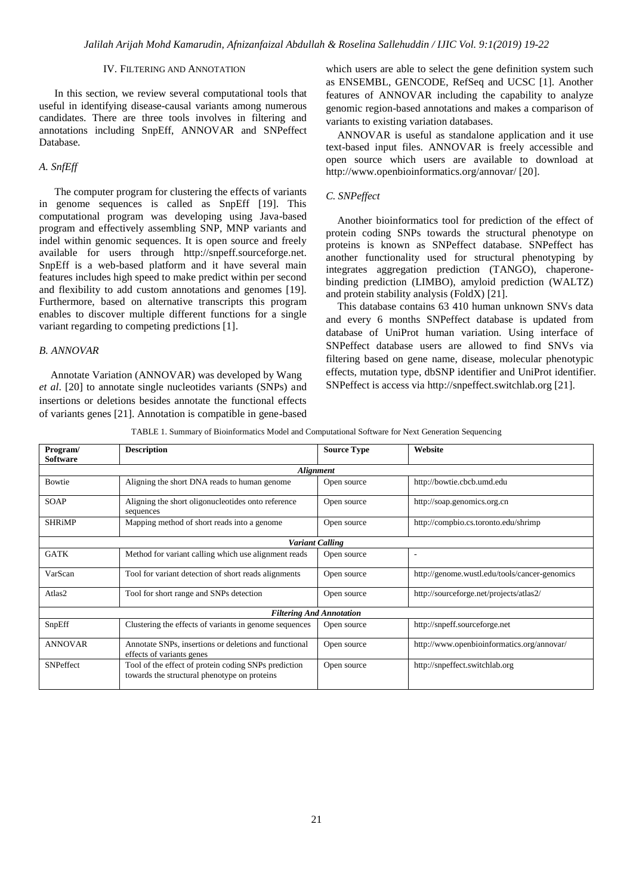## IV. Filtering and Annotation

In this section, we review several computational tools that useful in identifying disease-causal variants among numerous candidates. There are three tools involves in filtering and annotations including SnpEff, ANNOVAR and SNPeffect Database.

### *A. SnfEff*

The computer program for clustering the effects of variants in genome sequences is called as SnpEff [19]. This computational program was developing using Java-based program and effectively assembling SNP, MNP variants and indel within genomic sequences. It is open source and freely available for users through http://snpeff.sourceforge.net. SnpEff is a web-based platform and it have several main features includes high speed to make predict within per second and flexibility to add custom annotations and genomes [19]. Furthermore, based on alternative transcripts this program enables to discover multiple different functions for a single variant regarding to competing predictions [1].

### *B. ANNOVAR*

Annotate Variation (ANNOVAR) was developed by Wang *et al*. [20] to annotate single nucleotides variants (SNPs) and insertions or deletions besides annotate the functional effects of variants genes [21]. Annotation is compatible in gene-based which users are able to select the gene definition system such as ENSEMBL, GENCODE, RefSeq and UCSC [1]. Another features of ANNOVAR including the capability to analyze genomic region-based annotations and makes a comparison of variants to existing variation databases.

ANNOVAR is useful as standalone application and it use text-based input files. ANNOVAR is freely accessible and open source which users are available to download at http://www.openbioinformatics.org/annovar/ [20].

### *C. SNPeffect*

Another bioinformatics tool for prediction of the effect of protein coding SNPs towards the structural phenotype on proteins is known as SNPeffect database. SNPeffect has another functionality used for structural phenotyping by integrates aggregation prediction (TANGO), chaperone-binding prediction (LIMBO), amyloid prediction (WALTZ) and protein stability analysis (FoldX) [21].

This database contains 63 410 human unknown SNVs data and every 6 months SNPeffect database is updated from database of UniProt human variation. Using interface of SNPeffect database users are allowed to find SNVs via filtering based on gene name, disease, molecular phenotypic effects, mutation type, dbSNP identifier and UniProt identifier. SNPeffect is access via http://snpeffect.switchlab.org [21].

TABLE 1. Summary of Bioinformatics Model and Computational Software for Next Generation Sequencing

| Program/ Software | Description | Source Type | Website |
|---|---|---|---|
| | ***Alignment*** | | |
| Bowtie | Aligning the short DNA reads to human genome | Open source | http://bowtie.cbcb.umd.edu |
| SOAP | Aligning the short oligonucleotides onto reference sequences | Open source | http://soap.genomics.org.cn |
| SHRiMP | Mapping method of short reads into a genome | Open source | http://compbio.cs.toronto.edu/shrimp |
| | ***Variant Calling*** | | |
| GATK | Method for variant calling which use alignment reads | Open source | - |
| VarScan | Tool for variant detection of short reads alignments | Open source | http://genome.wustl.edu/tools/cancer-genomics |
| Atlas2 | Tool for short range and SNPs detection | Open source | http://sourceforge.net/projects/atlas2/ |
| | ***Filtering And Annotation*** | | |
| SnpEff | Clustering the effects of variants in genome sequences | Open source | http://snpeff.sourceforge.net |
| ANNOVAR | Annotate SNPs, insertions or deletions and functional effects of variants genes | Open source | http://www.openbioinformatics.org/annovar/ |
| SNPeffect | Tool of the effect of protein coding SNPs prediction towards the structural phenotype on proteins | Open source | http://snpeffect.switchlab.org |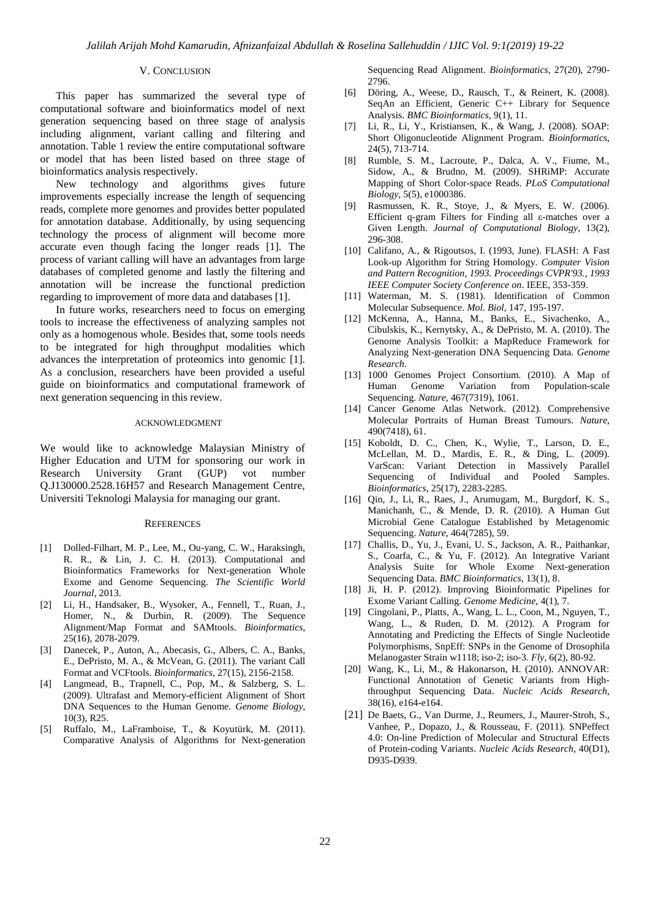## V. Conclusion

This paper has summarized the several type of computational software and bioinformatics model of next generation sequencing based on three stage of analysis including alignment, variant calling and filtering and annotation. Table 1 review the entire computational software or model that has been listed based on three stage of bioinformatics analysis respectively.

New technology and algorithms gives future improvements especially increase the length of sequencing reads, complete more genomes and provides better populated for annotation database. Additionally, by using sequencing technology the process of alignment will become more accurate even though facing the longer reads [1]. The process of variant calling will have an advantages from large databases of completed genome and lastly the filtering and annotation will be increase the functional prediction regarding to improvement of more data and databases [1].

In future works, researchers need to focus on emerging tools to increase the effectiveness of analyzing samples not only as a homogenous whole. Besides that, some tools needs to be integrated for high throughput modalities which advances the interpretation of proteomics into genomic [1]. As a conclusion, researchers have been provided a useful guide on bioinformatics and computational framework of next generation sequencing in this review.

## Acknowledgment

We would like to acknowledge Malaysian Ministry of Higher Education and UTM for sponsoring our work in Research University Grant (GUP) vot number Q.J130000.2528.16H57 and Research Management Centre, Universiti Teknologi Malaysia for managing our grant.

## References

[1] Dolled-Filhart, M. P., Lee, M., Ou-yang, C. W., Haraksingh, R. R., & Lin, J. C. H. (2013). Computational and Bioinformatics Frameworks for Next-generation Whole Exome and Genome Sequencing. *The Scientific World Journal*, 2013.

[2] Li, H., Handsaker, B., Wysoker, A., Fennell, T., Ruan, J., Homer, N., & Durbin, R. (2009). The Sequence Alignment/Map Format and SAMtools. *Bioinformatics*, 25(16), 2078-2079.

[3] Danecek, P., Auton, A., Abecasis, G., Albers, C. A., Banks, E., DePristo, M. A. & McVean, G. (2011). The variant Call Format and VCFtools. *Bioinformatics*, 27(15), 2156-2158.

[4] Langmead, B., Trapnell, C., Pop, M., & Salzberg, S. L. (2009). Ultrafast and Memory-efficient Alignment of Short DNA Sequences to the Human Genome. *Genome Biology*, 10(3), R25.

[5] Ruffalo, M., LaFramboise, T., & Koyutürk, M. (2011). Comparative Analysis of Algorithms for Next-generation Sequencing Read Alignment. *Bioinformatics*, 27(20), 2790-2796.

[6] Döring, A., Weese, D., Rausch, T., & Reinert, K. (2008). SeqAn an Efficient, Generic C++ Library for Sequence Analysis. *BMC Bioinformatics*, 9(1), 11.

[7] Li, R., Li, Y., Kristiansen, K., & Wang, J. (2008). SOAP: Short Oligonucleotide Alignment Program. *Bioinformatics*, 24(5), 713-714.

[8] Rumble, S. M., Lacroute, P., Dalca, A. V., Fiume, M., Sidow, A., & Brudno, M. (2009). SHRiMP: Accurate Mapping of Short Color-space Reads. *PLoS Computational Biology*, 5(5), e1000386.

[9] Rasmussen, K. R., Stoye, J., & Myers, E. W. (2006). Efficient q-gram Filters for Finding all ε-matches over a Given Length. *Journal of Computational Biology*, 13(2), 296-308.

[10] Califano, A., & Rigoutsos, I. (1993, June). FLASH: A Fast Look-up Algorithm for String Homology. *Computer Vision and Pattern Recognition, 1993. Proceedings CVPR'93., 1993 IEEE Computer Society Conference on*. IEEE, 353-359.

[11] Waterman, M. S. (1981). Identification of Common Molecular Subsequence. *Mol. Biol*, 147, 195-197.

[12] McKenna, A., Hanna, M., Banks, E., Sivachenko, A., Cibulskis, K., Kernytsky, A., & DePristo, M. A. (2010). The Genome Analysis Toolkit: a MapReduce Framework for Analyzing Next-generation DNA Sequencing Data. *Genome Research*.

[13] 1000 Genomes Project Consortium. (2010). A Map of Human Genome Variation from Population-scale Sequencing. *Nature*, 467(7319), 1061.

[14] Cancer Genome Atlas Network. (2012). Comprehensive Molecular Portraits of Human Breast Tumours. *Nature*, 490(7418), 61.

[15] Koboldt, D. C., Chen, K., Wylie, T., Larson, D. E., McLellan, M. D., Mardis, E. R., & Ding, L. (2009). VarScan: Variant Detection in Massively Parallel Sequencing of Individual and Pooled Samples. *Bioinformatics*, 25(17), 2283-2285.

[16] Qin, J., Li, R., Raes, J., Arumugam, M., Burgdorf, K. S., Manichanh, C., & Mende, D. R. (2010). A Human Gut Microbial Gene Catalogue Established by Metagenomic Sequencing. *Nature*, 464(7285), 59.

[17] Challis, D., Yu, J., Evani, U. S., Jackson, A. R., Paithankar, S., Coarfa, C., & Yu, F. (2012). An Integrative Variant Analysis Suite for Whole Exome Next-generation Sequencing Data. *BMC Bioinformatics*, 13(1), 8.

[18] Ji, H. P. (2012). Improving Bioinformatic Pipelines for Exome Variant Calling. *Genome Medicine*, 4(1), 7.

[19] Cingolani, P., Platts, A., Wang, L. L., Coon, M., Nguyen, T., Wang, L., & Ruden, D. M. (2012). A Program for Annotating and Predicting the Effects of Single Nucleotide Polymorphisms, SnpEff: SNPs in the Genome of Drosophila Melanogaster Strain w1118; iso-2; iso-3. *Fly*, 6(2), 80-92.

[20] Wang, K., Li, M., & Hakonarson, H. (2010). ANNOVAR: Functional Annotation of Genetic Variants from High-throughput Sequencing Data. *Nucleic Acids Research*, 38(16), e164-e164.

[21] De Baets, G., Van Durme, J., Reumers, J., Maurer-Stroh, S., Vanhee, P., Dopazo, J., & Rousseau, F. (2011). SNPeffect 4.0: On-line Prediction of Molecular and Structural Effects of Protein-coding Variants. *Nucleic Acids Research*, 40(D1), D935-D939.